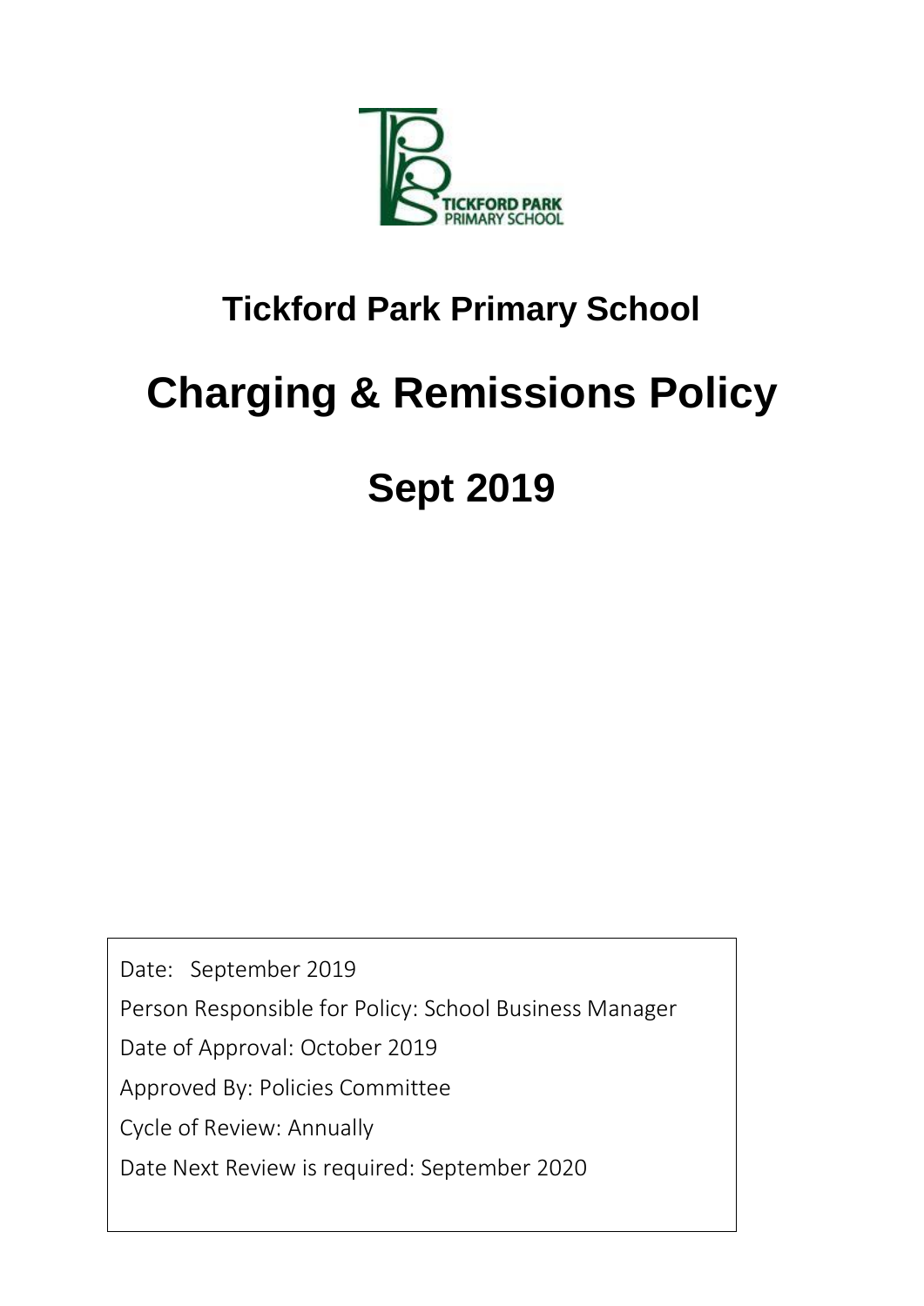# Tickford Park Primary School

# Charging & Remissions Policy

## Sept 2019

Date: September 2019

Person Responsible for Policy: School Business Manager

Date of Approval: October 2019

Approved By: Policies Committee

Cycle of Review: Annually

Date Next Review is required: September 2020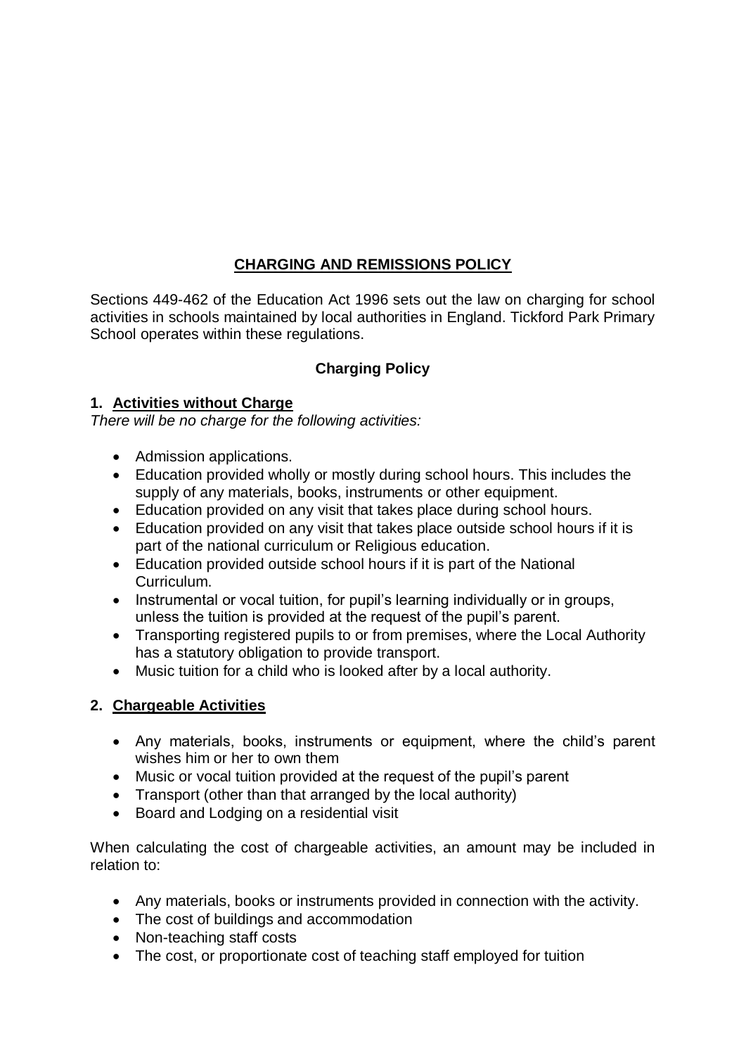# CHARGING AND REMISSIONS POLICY

Sections 449-462 of the Education Act 1996 sets out the law on charging for school activities in schools maintained by local authorities in England. Tickford Park Primary School operates within these regulations.

## Charging Policy

### 1. Activities without Charge

*There will be no charge for the following activities:*

- Admission applications.
- Education provided wholly or mostly during school hours. This includes the supply of any materials, books, instruments or other equipment.
- Education provided on any visit that takes place during school hours.
- Education provided on any visit that takes place outside school hours if it is part of the national curriculum or Religious education.
- Education provided outside school hours if it is part of the National Curriculum.
- Instrumental or vocal tuition, for pupil's learning individually or in groups, unless the tuition is provided at the request of the pupil's parent.
- Transporting registered pupils to or from premises, where the Local Authority has a statutory obligation to provide transport.
- Music tuition for a child who is looked after by a local authority.

### 2. Chargeable Activities

- Any materials, books, instruments or equipment, where the child's parent wishes him or her to own them
- Music or vocal tuition provided at the request of the pupil's parent
- Transport (other than that arranged by the local authority)
- Board and Lodging on a residential visit

When calculating the cost of chargeable activities, an amount may be included in relation to:

- Any materials, books or instruments provided in connection with the activity.
- The cost of buildings and accommodation
- Non-teaching staff costs
- The cost, or proportionate cost of teaching staff employed for tuition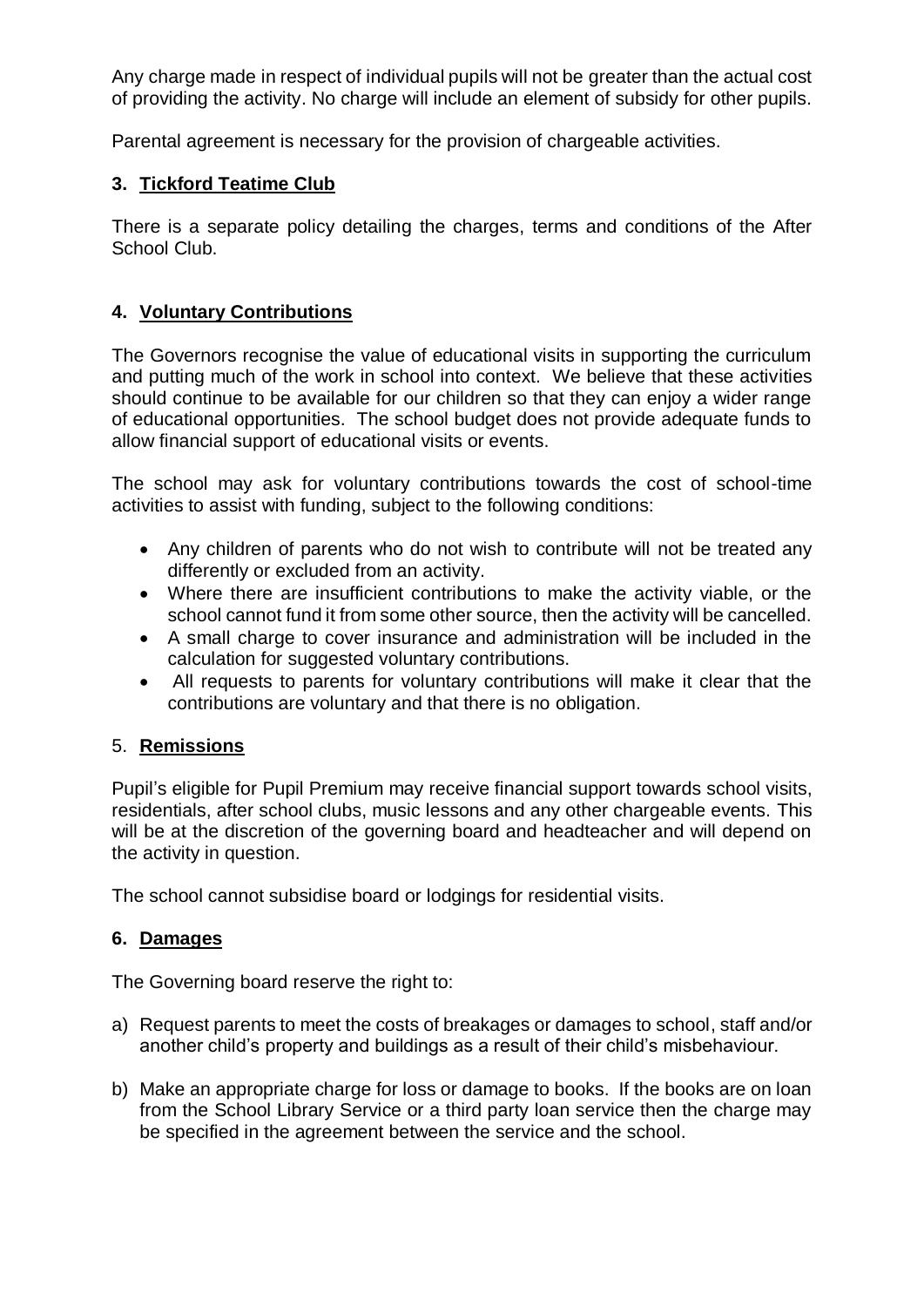Any charge made in respect of individual pupils will not be greater than the actual cost of providing the activity. No charge will include an element of subsidy for other pupils.

Parental agreement is necessary for the provision of chargeable activities.

## 3. Tickford Teatime Club

There is a separate policy detailing the charges, terms and conditions of the After School Club.

## 4. Voluntary Contributions

The Governors recognise the value of educational visits in supporting the curriculum and putting much of the work in school into context. We believe that these activities should continue to be available for our children so that they can enjoy a wider range of educational opportunities. The school budget does not provide adequate funds to allow financial support of educational visits or events.

The school may ask for voluntary contributions towards the cost of school-time activities to assist with funding, subject to the following conditions:

- Any children of parents who do not wish to contribute will not be treated any differently or excluded from an activity.
- Where there are insufficient contributions to make the activity viable, or the school cannot fund it from some other source, then the activity will be cancelled.
- A small charge to cover insurance and administration will be included in the calculation for suggested voluntary contributions.
- All requests to parents for voluntary contributions will make it clear that the contributions are voluntary and that there is no obligation.

## 5. Remissions

Pupil's eligible for Pupil Premium may receive financial support towards school visits, residentials, after school clubs, music lessons and any other chargeable events. This will be at the discretion of the governing board and headteacher and will depend on the activity in question.

The school cannot subsidise board or lodgings for residential visits.

## 6. Damages

The Governing board reserve the right to:

a) Request parents to meet the costs of breakages or damages to school, staff and/or another child's property and buildings as a result of their child's misbehaviour.

b) Make an appropriate charge for loss or damage to books. If the books are on loan from the School Library Service or a third party loan service then the charge may be specified in the agreement between the service and the school.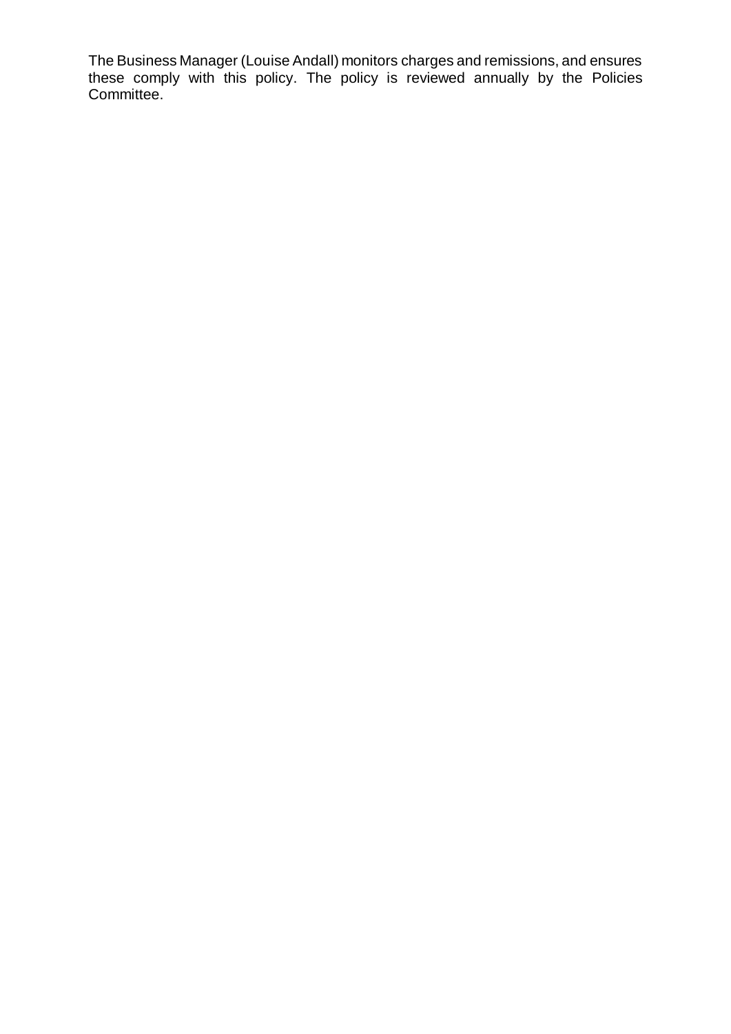The Business Manager (Louise Andall) monitors charges and remissions, and ensures these comply with this policy. The policy is reviewed annually by the Policies Committee.